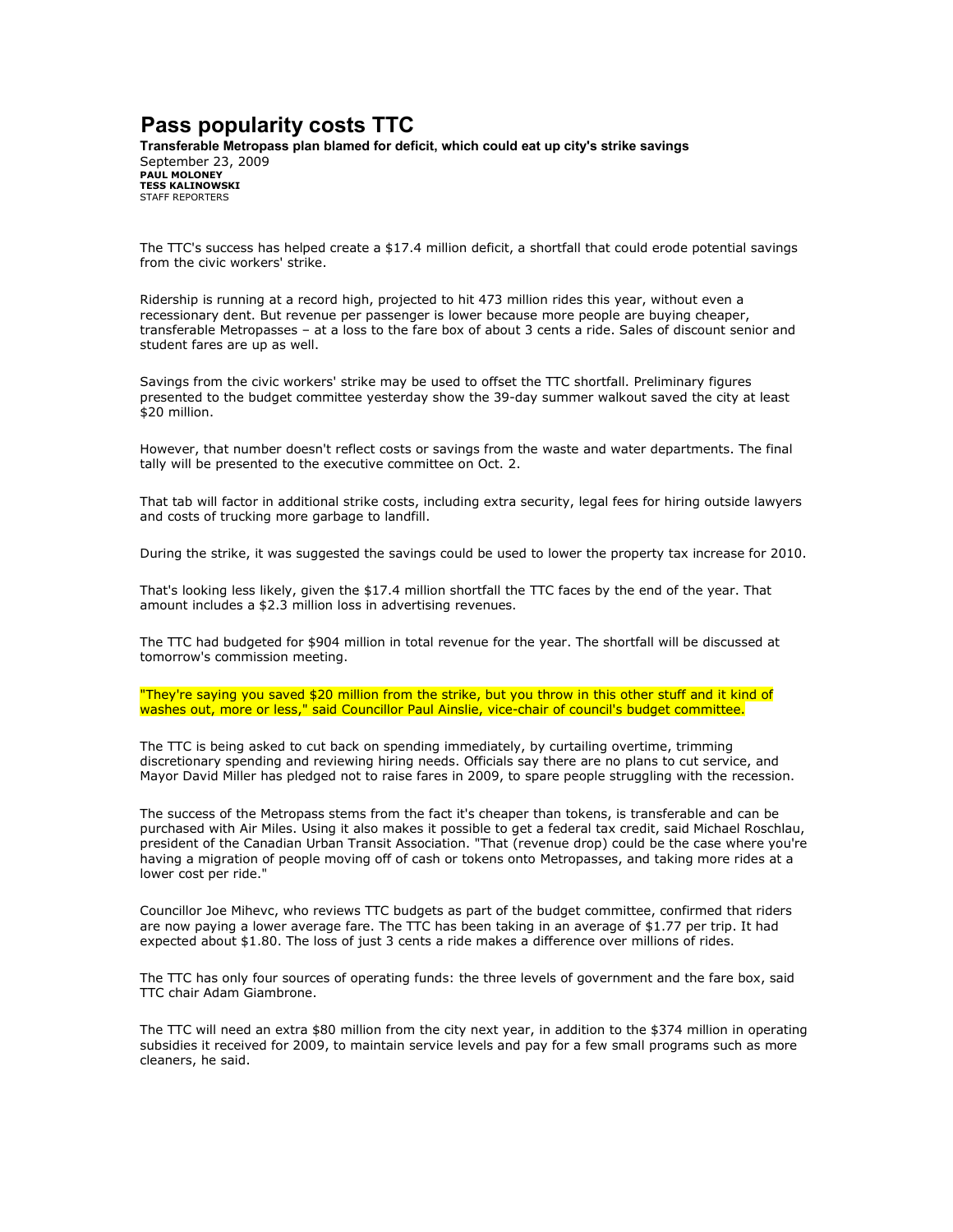# Pass popularity costs TTC

**Transferable Metropass plan blamed for deficit, which could eat up city's strike savings**

September 23, 2009

**PAUL MOLONEY**
**TESS KALINOWSKI**
STAFF REPORTERS

The TTC's success has helped create a $17.4 million deficit, a shortfall that could erode potential savings from the civic workers' strike.

Ridership is running at a record high, projected to hit 473 million rides this year, without even a recessionary dent. But revenue per passenger is lower because more people are buying cheaper, transferable Metropasses – at a loss to the fare box of about 3 cents a ride. Sales of discount senior and student fares are up as well.

Savings from the civic workers' strike may be used to offset the TTC shortfall. Preliminary figures presented to the budget committee yesterday show the 39-day summer walkout saved the city at least $20 million.

However, that number doesn't reflect costs or savings from the waste and water departments. The final tally will be presented to the executive committee on Oct. 2.

That tab will factor in additional strike costs, including extra security, legal fees for hiring outside lawyers and costs of trucking more garbage to landfill.

During the strike, it was suggested the savings could be used to lower the property tax increase for 2010.

That's looking less likely, given the $17.4 million shortfall the TTC faces by the end of the year. That amount includes a $2.3 million loss in advertising revenues.

The TTC had budgeted for $904 million in total revenue for the year. The shortfall will be discussed at tomorrow's commission meeting.

"They're saying you saved $20 million from the strike, but you throw in this other stuff and it kind of washes out, more or less," said Councillor Paul Ainslie, vice-chair of council's budget committee.

The TTC is being asked to cut back on spending immediately, by curtailing overtime, trimming discretionary spending and reviewing hiring needs. Officials say there are no plans to cut service, and Mayor David Miller has pledged not to raise fares in 2009, to spare people struggling with the recession.

The success of the Metropass stems from the fact it's cheaper than tokens, is transferable and can be purchased with Air Miles. Using it also makes it possible to get a federal tax credit, said Michael Roschlau, president of the Canadian Urban Transit Association. "That (revenue drop) could be the case where you're having a migration of people moving off of cash or tokens onto Metropasses, and taking more rides at a lower cost per ride."

Councillor Joe Mihevc, who reviews TTC budgets as part of the budget committee, confirmed that riders are now paying a lower average fare. The TTC has been taking in an average of $1.77 per trip. It had expected about $1.80. The loss of just 3 cents a ride makes a difference over millions of rides.

The TTC has only four sources of operating funds: the three levels of government and the fare box, said TTC chair Adam Giambrone.

The TTC will need an extra $80 million from the city next year, in addition to the $374 million in operating subsidies it received for 2009, to maintain service levels and pay for a few small programs such as more cleaners, he said.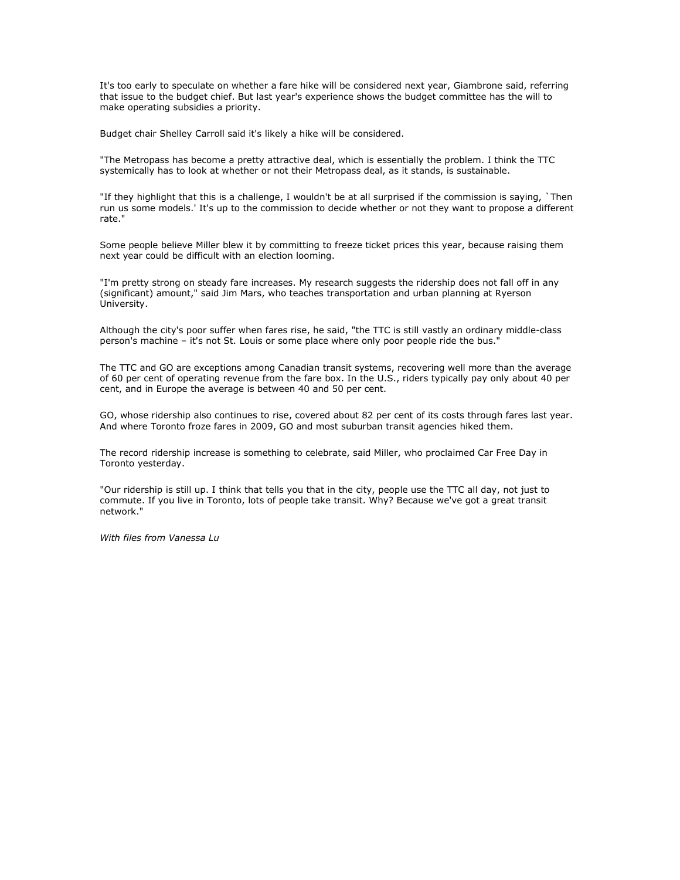It's too early to speculate on whether a fare hike will be considered next year, Giambrone said, referring that issue to the budget chief. But last year's experience shows the budget committee has the will to make operating subsidies a priority.

Budget chair Shelley Carroll said it's likely a hike will be considered.

"The Metropass has become a pretty attractive deal, which is essentially the problem. I think the TTC systemically has to look at whether or not their Metropass deal, as it stands, is sustainable.

"If they highlight that this is a challenge, I wouldn't be at all surprised if the commission is saying, `Then run us some models.' It's up to the commission to decide whether or not they want to propose a different rate."

Some people believe Miller blew it by committing to freeze ticket prices this year, because raising them next year could be difficult with an election looming.

"I'm pretty strong on steady fare increases. My research suggests the ridership does not fall off in any (significant) amount," said Jim Mars, who teaches transportation and urban planning at Ryerson University.

Although the city's poor suffer when fares rise, he said, "the TTC is still vastly an ordinary middle-class person's machine – it's not St. Louis or some place where only poor people ride the bus."

The TTC and GO are exceptions among Canadian transit systems, recovering well more than the average of 60 per cent of operating revenue from the fare box. In the U.S., riders typically pay only about 40 per cent, and in Europe the average is between 40 and 50 per cent.

GO, whose ridership also continues to rise, covered about 82 per cent of its costs through fares last year. And where Toronto froze fares in 2009, GO and most suburban transit agencies hiked them.

The record ridership increase is something to celebrate, said Miller, who proclaimed Car Free Day in Toronto yesterday.

"Our ridership is still up. I think that tells you that in the city, people use the TTC all day, not just to commute. If you live in Toronto, lots of people take transit. Why? Because we've got a great transit network."

*With files from Vanessa Lu*